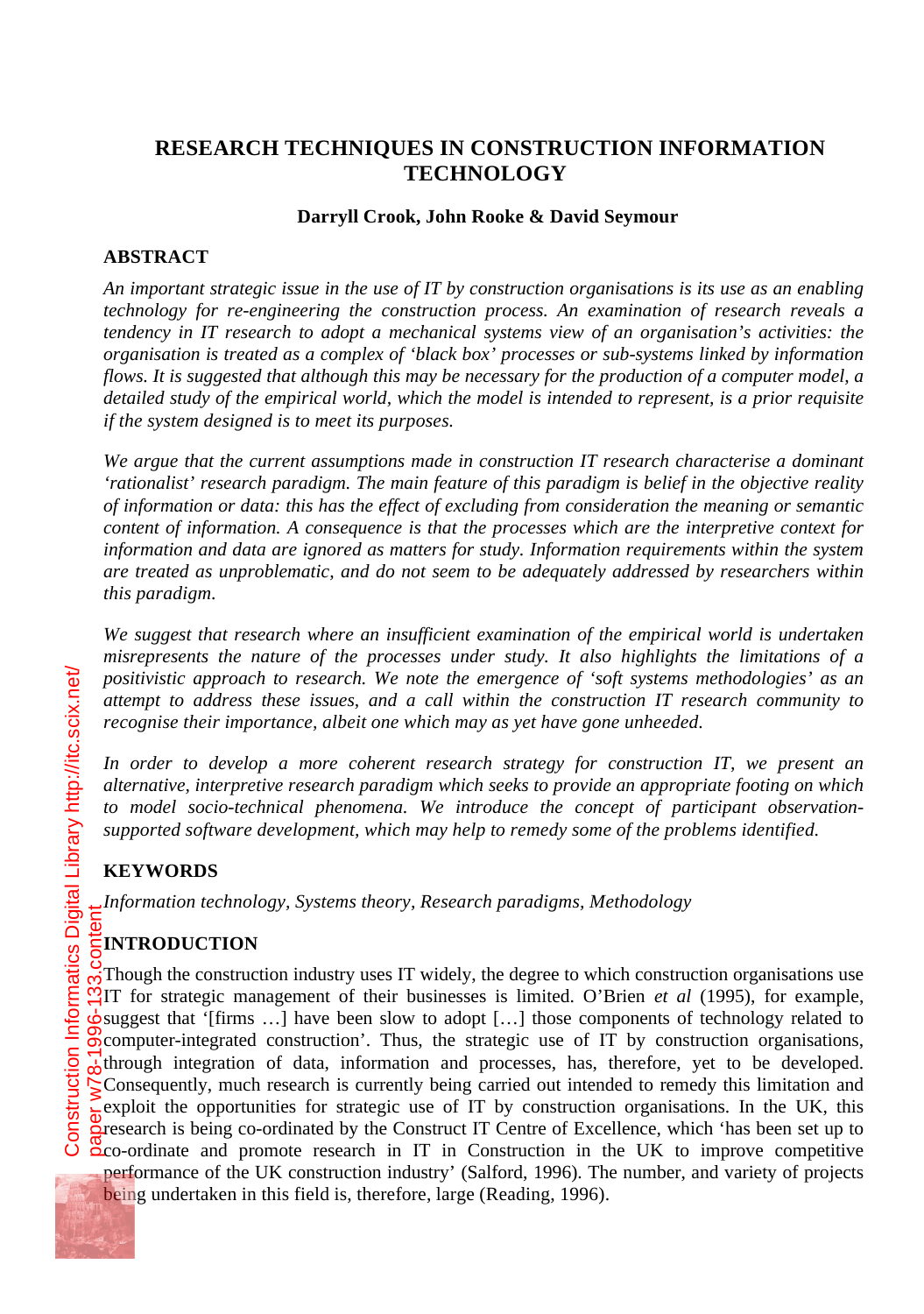# RESEARCH TECHNIQUES IN CONSTRUCTION INFORMATION TECHNOLOGY

**Darryll Crook, John Rooke & David Seymour**

## ABSTRACT

*An important strategic issue in the use of IT by construction organisations is its use as an enabling technology for re-engineering the construction process. An examination of research reveals a tendency in IT research to adopt a mechanical systems view of an organisation's activities: the organisation is treated as a complex of 'black box' processes or sub-systems linked by information flows. It is suggested that although this may be necessary for the production of a computer model, a detailed study of the empirical world, which the model is intended to represent, is a prior requisite if the system designed is to meet its purposes.*

*We argue that the current assumptions made in construction IT research characterise a dominant 'rationalist' research paradigm. The main feature of this paradigm is belief in the objective reality of information or data: this has the effect of excluding from consideration the meaning or semantic content of information. A consequence is that the processes which are the interpretive context for information and data are ignored as matters for study. Information requirements within the system are treated as unproblematic, and do not seem to be adequately addressed by researchers within this paradigm.*

*We suggest that research where an insufficient examination of the empirical world is undertaken misrepresents the nature of the processes under study. It also highlights the limitations of a positivistic approach to research. We note the emergence of 'soft systems methodologies' as an attempt to address these issues, and a call within the construction IT research community to recognise their importance, albeit one which may as yet have gone unheeded.*

*In order to develop a more coherent research strategy for construction IT, we present an alternative, interpretive research paradigm which seeks to provide an appropriate footing on which to model socio-technical phenomena. We introduce the concept of participant observation-supported software development, which may help to remedy some of the problems identified.*

## KEYWORDS

*Information technology, Systems theory, Research paradigms, Methodology*

## INTRODUCTION

Though the construction industry uses IT widely, the degree to which construction organisations use IT for strategic management of their businesses is limited. O'Brien *et al* (1995), for example, suggest that '[firms …] have been slow to adopt […] those components of technology related to computer-integrated construction'. Thus, the strategic use of IT by construction organisations, through integration of data, information and processes, has, therefore, yet to be developed. Consequently, much research is currently being carried out intended to remedy this limitation and exploit the opportunities for strategic use of IT by construction organisations. In the UK, this research is being co-ordinated by the Construct IT Centre of Excellence, which 'has been set up to co-ordinate and promote research in IT in Construction in the UK to improve competitive performance of the UK construction industry' (Salford, 1996). The number, and variety of projects being undertaken in this field is, therefore, large (Reading, 1996).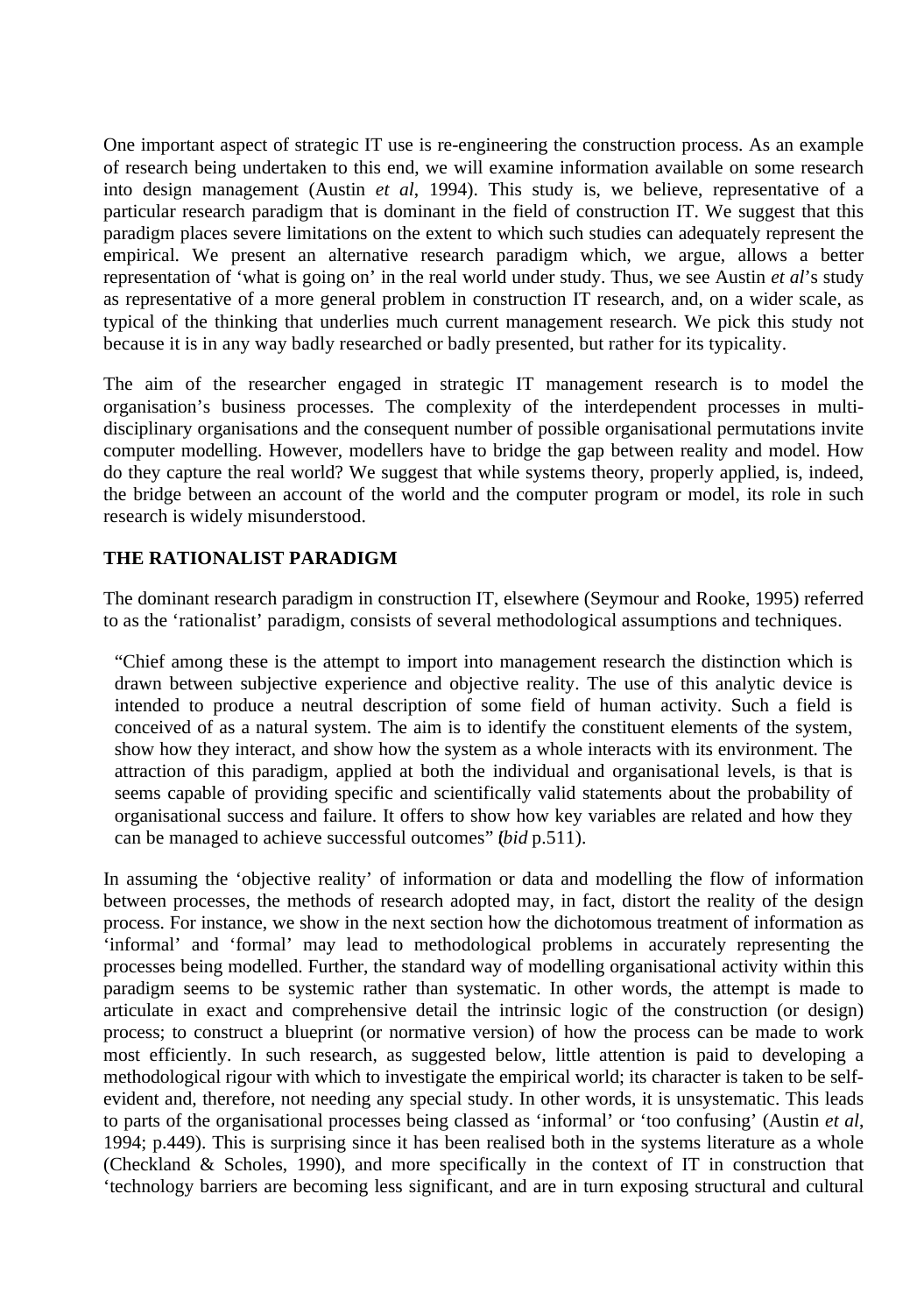One important aspect of strategic IT use is re-engineering the construction process. As an example of research being undertaken to this end, we will examine information available on some research into design management (Austin *et al*, 1994). This study is, we believe, representative of a particular research paradigm that is dominant in the field of construction IT. We suggest that this paradigm places severe limitations on the extent to which such studies can adequately represent the empirical. We present an alternative research paradigm which, we argue, allows a better representation of 'what is going on' in the real world under study. Thus, we see Austin *et al*'s study as representative of a more general problem in construction IT research, and, on a wider scale, as typical of the thinking that underlies much current management research. We pick this study not because it is in any way badly researched or badly presented, but rather for its typicality.

The aim of the researcher engaged in strategic IT management research is to model the organisation's business processes. The complexity of the interdependent processes in multi-disciplinary organisations and the consequent number of possible organisational permutations invite computer modelling. However, modellers have to bridge the gap between reality and model. How do they capture the real world? We suggest that while systems theory, properly applied, is, indeed, the bridge between an account of the world and the computer program or model, its role in such research is widely misunderstood.

## THE RATIONALIST PARADIGM

The dominant research paradigm in construction IT, elsewhere (Seymour and Rooke, 1995) referred to as the 'rationalist' paradigm, consists of several methodological assumptions and techniques.

> "Chief among these is the attempt to import into management research the distinction which is drawn between subjective experience and objective reality. The use of this analytic device is intended to produce a neutral description of some field of human activity. Such a field is conceived of as a natural system. The aim is to identify the constituent elements of the system, show how they interact, and show how the system as a whole interacts with its environment. The attraction of this paradigm, applied at both the individual and organisational levels, is that is seems capable of providing specific and scientifically valid statements about the probability of organisational success and failure. It offers to show how key variables are related and how they can be managed to achieve successful outcomes" (*ibid* p.511).

In assuming the 'objective reality' of information or data and modelling the flow of information between processes, the methods of research adopted may, in fact, distort the reality of the design process. For instance, we show in the next section how the dichotomous treatment of information as 'informal' and 'formal' may lead to methodological problems in accurately representing the processes being modelled. Further, the standard way of modelling organisational activity within this paradigm seems to be systemic rather than systematic. In other words, the attempt is made to articulate in exact and comprehensive detail the intrinsic logic of the construction (or design) process; to construct a blueprint (or normative version) of how the process can be made to work most efficiently. In such research, as suggested below, little attention is paid to developing a methodological rigour with which to investigate the empirical world; its character is taken to be self-evident and, therefore, not needing any special study. In other words, it is unsystematic. This leads to parts of the organisational processes being classed as 'informal' or 'too confusing' (Austin *et al*, 1994; p.449). This is surprising since it has been realised both in the systems literature as a whole (Checkland & Scholes, 1990), and more specifically in the context of IT in construction that 'technology barriers are becoming less significant, and are in turn exposing structural and cultural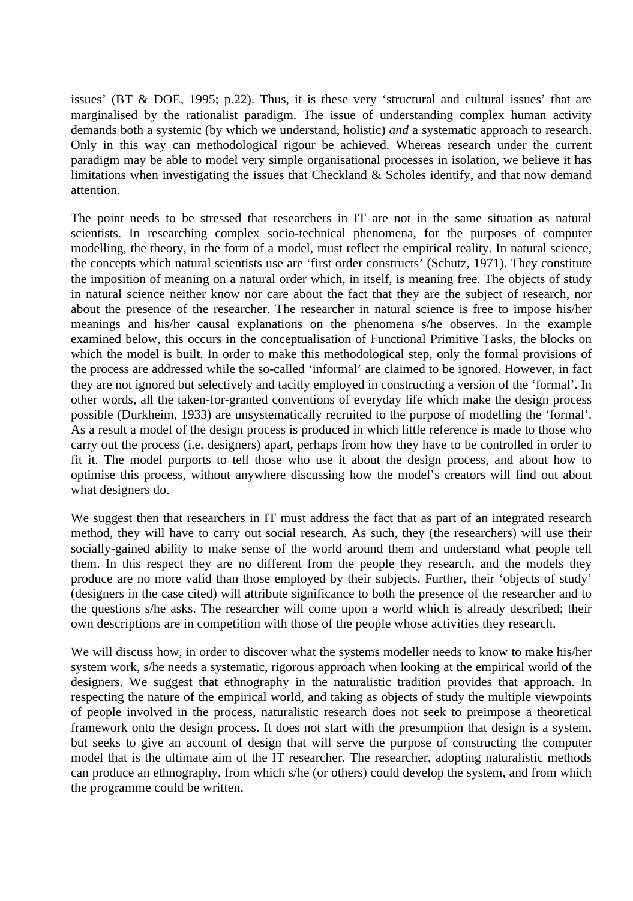issues' (BT & DOE, 1995; p.22). Thus, it is these very 'structural and cultural issues' that are marginalised by the rationalist paradigm. The issue of understanding complex human activity demands both a systemic (by which we understand, holistic) *and* a systematic approach to research. Only in this way can methodological rigour be achieved. Whereas research under the current paradigm may be able to model very simple organisational processes in isolation, we believe it has limitations when investigating the issues that Checkland & Scholes identify, and that now demand attention.

The point needs to be stressed that researchers in IT are not in the same situation as natural scientists. In researching complex socio-technical phenomena, for the purposes of computer modelling, the theory, in the form of a model, must reflect the empirical reality. In natural science, the concepts which natural scientists use are 'first order constructs' (Schutz, 1971). They constitute the imposition of meaning on a natural order which, in itself, is meaning free. The objects of study in natural science neither know nor care about the fact that they are the subject of research, nor about the presence of the researcher. The researcher in natural science is free to impose his/her meanings and his/her causal explanations on the phenomena s/he observes. In the example examined below, this occurs in the conceptualisation of Functional Primitive Tasks, the blocks on which the model is built. In order to make this methodological step, only the formal provisions of the process are addressed while the so-called 'informal' are claimed to be ignored. However, in fact they are not ignored but selectively and tacitly employed in constructing a version of the 'formal'. In other words, all the taken-for-granted conventions of everyday life which make the design process possible (Durkheim, 1933) are unsystematically recruited to the purpose of modelling the 'formal'. As a result a model of the design process is produced in which little reference is made to those who carry out the process (i.e. designers) apart, perhaps from how they have to be controlled in order to fit it. The model purports to tell those who use it about the design process, and about how to optimise this process, without anywhere discussing how the model's creators will find out about what designers do.

We suggest then that researchers in IT must address the fact that as part of an integrated research method, they will have to carry out social research. As such, they (the researchers) will use their socially-gained ability to make sense of the world around them and understand what people tell them. In this respect they are no different from the people they research, and the models they produce are no more valid than those employed by their subjects. Further, their 'objects of study' (designers in the case cited) will attribute significance to both the presence of the researcher and to the questions s/he asks. The researcher will come upon a world which is already described; their own descriptions are in competition with those of the people whose activities they research.

We will discuss how, in order to discover what the systems modeller needs to know to make his/her system work, s/he needs a systematic, rigorous approach when looking at the empirical world of the designers. We suggest that ethnography in the naturalistic tradition provides that approach. In respecting the nature of the empirical world, and taking as objects of study the multiple viewpoints of people involved in the process, naturalistic research does not seek to preimpose a theoretical framework onto the design process. It does not start with the presumption that design is a system, but seeks to give an account of design that will serve the purpose of constructing the computer model that is the ultimate aim of the IT researcher. The researcher, adopting naturalistic methods can produce an ethnography, from which s/he (or others) could develop the system, and from which the programme could be written.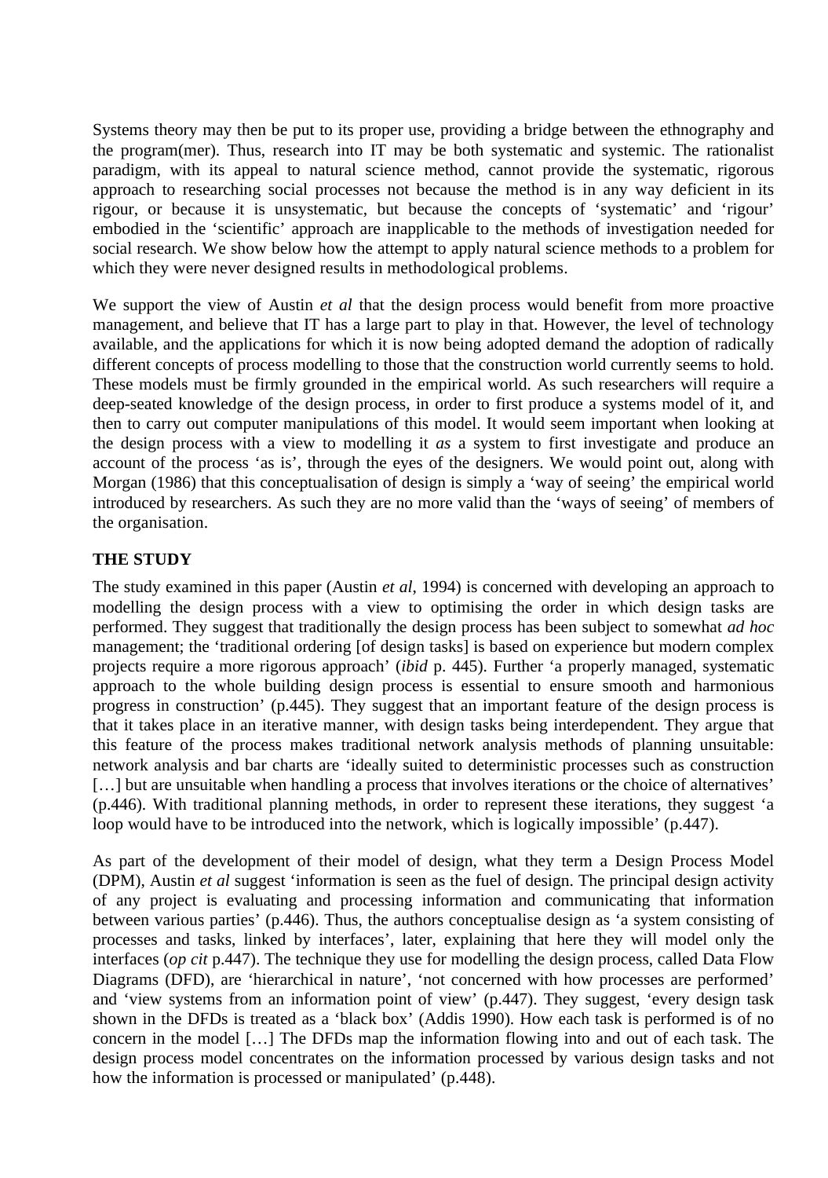Systems theory may then be put to its proper use, providing a bridge between the ethnography and the program(mer). Thus, research into IT may be both systematic and systemic. The rationalist paradigm, with its appeal to natural science method, cannot provide the systematic, rigorous approach to researching social processes not because the method is in any way deficient in its rigour, or because it is unsystematic, but because the concepts of 'systematic' and 'rigour' embodied in the 'scientific' approach are inapplicable to the methods of investigation needed for social research. We show below how the attempt to apply natural science methods to a problem for which they were never designed results in methodological problems.

We support the view of Austin *et al* that the design process would benefit from more proactive management, and believe that IT has a large part to play in that. However, the level of technology available, and the applications for which it is now being adopted demand the adoption of radically different concepts of process modelling to those that the construction world currently seems to hold. These models must be firmly grounded in the empirical world. As such researchers will require a deep-seated knowledge of the design process, in order to first produce a systems model of it, and then to carry out computer manipulations of this model. It would seem important when looking at the design process with a view to modelling it *as* a system to first investigate and produce an account of the process 'as is', through the eyes of the designers. We would point out, along with Morgan (1986) that this conceptualisation of design is simply a 'way of seeing' the empirical world introduced by researchers. As such they are no more valid than the 'ways of seeing' of members of the organisation.

## THE STUDY

The study examined in this paper (Austin *et al*, 1994) is concerned with developing an approach to modelling the design process with a view to optimising the order in which design tasks are performed. They suggest that traditionally the design process has been subject to somewhat *ad hoc* management; the 'traditional ordering [of design tasks] is based on experience but modern complex projects require a more rigorous approach' (*ibid* p. 445). Further 'a properly managed, systematic approach to the whole building design process is essential to ensure smooth and harmonious progress in construction' (p.445). They suggest that an important feature of the design process is that it takes place in an iterative manner, with design tasks being interdependent. They argue that this feature of the process makes traditional network analysis methods of planning unsuitable: network analysis and bar charts are 'ideally suited to deterministic processes such as construction […] but are unsuitable when handling a process that involves iterations or the choice of alternatives' (p.446). With traditional planning methods, in order to represent these iterations, they suggest 'a loop would have to be introduced into the network, which is logically impossible' (p.447).

As part of the development of their model of design, what they term a Design Process Model (DPM), Austin *et al* suggest 'information is seen as the fuel of design. The principal design activity of any project is evaluating and processing information and communicating that information between various parties' (p.446). Thus, the authors conceptualise design as 'a system consisting of processes and tasks, linked by interfaces', later, explaining that here they will model only the interfaces (*op cit* p.447). The technique they use for modelling the design process, called Data Flow Diagrams (DFD), are 'hierarchical in nature', 'not concerned with how processes are performed' and 'view systems from an information point of view' (p.447). They suggest, 'every design task shown in the DFDs is treated as a 'black box' (Addis 1990). How each task is performed is of no concern in the model […] The DFDs map the information flowing into and out of each task. The design process model concentrates on the information processed by various design tasks and not how the information is processed or manipulated' (p.448).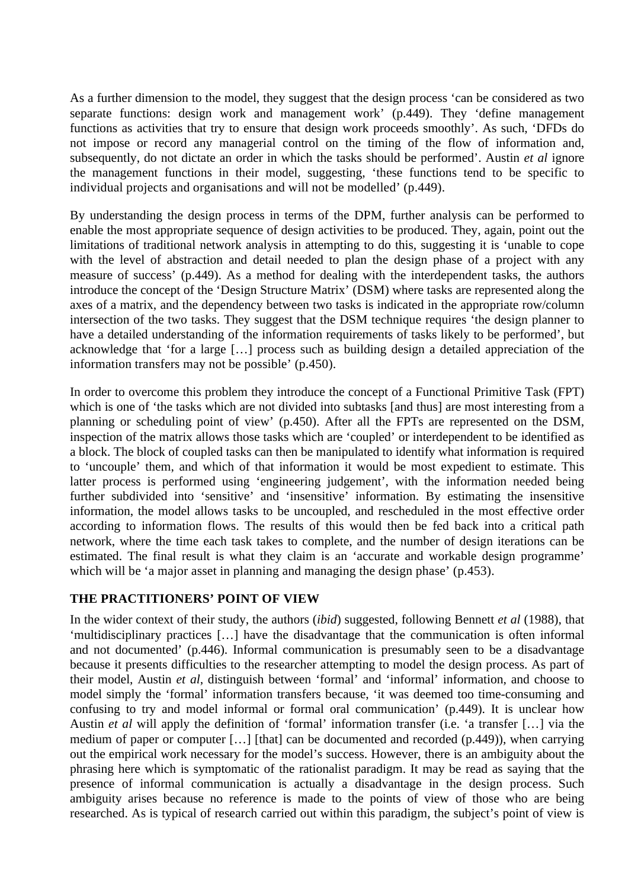As a further dimension to the model, they suggest that the design process 'can be considered as two separate functions: design work and management work' (p.449). They 'define management functions as activities that try to ensure that design work proceeds smoothly'. As such, 'DFDs do not impose or record any managerial control on the timing of the flow of information and, subsequently, do not dictate an order in which the tasks should be performed'. Austin *et al* ignore the management functions in their model, suggesting, 'these functions tend to be specific to individual projects and organisations and will not be modelled' (p.449).

By understanding the design process in terms of the DPM, further analysis can be performed to enable the most appropriate sequence of design activities to be produced. They, again, point out the limitations of traditional network analysis in attempting to do this, suggesting it is 'unable to cope with the level of abstraction and detail needed to plan the design phase of a project with any measure of success' (p.449). As a method for dealing with the interdependent tasks, the authors introduce the concept of the 'Design Structure Matrix' (DSM) where tasks are represented along the axes of a matrix, and the dependency between two tasks is indicated in the appropriate row/column intersection of the two tasks. They suggest that the DSM technique requires 'the design planner to have a detailed understanding of the information requirements of tasks likely to be performed', but acknowledge that 'for a large […] process such as building design a detailed appreciation of the information transfers may not be possible' (p.450).

In order to overcome this problem they introduce the concept of a Functional Primitive Task (FPT) which is one of 'the tasks which are not divided into subtasks [and thus] are most interesting from a planning or scheduling point of view' (p.450). After all the FPTs are represented on the DSM, inspection of the matrix allows those tasks which are 'coupled' or interdependent to be identified as a block. The block of coupled tasks can then be manipulated to identify what information is required to 'uncouple' them, and which of that information it would be most expedient to estimate. This latter process is performed using 'engineering judgement', with the information needed being further subdivided into 'sensitive' and 'insensitive' information. By estimating the insensitive information, the model allows tasks to be uncoupled, and rescheduled in the most effective order according to information flows. The results of this would then be fed back into a critical path network, where the time each task takes to complete, and the number of design iterations can be estimated. The final result is what they claim is an 'accurate and workable design programme' which will be 'a major asset in planning and managing the design phase' (p.453).

## THE PRACTITIONERS' POINT OF VIEW

In the wider context of their study, the authors (*ibid*) suggested, following Bennett *et al* (1988), that 'multidisciplinary practices […] have the disadvantage that the communication is often informal and not documented' (p.446). Informal communication is presumably seen to be a disadvantage because it presents difficulties to the researcher attempting to model the design process. As part of their model, Austin *et al*, distinguish between 'formal' and 'informal' information, and choose to model simply the 'formal' information transfers because, 'it was deemed too time-consuming and confusing to try and model informal or formal oral communication' (p.449). It is unclear how Austin *et al* will apply the definition of 'formal' information transfer (i.e. 'a transfer […] via the medium of paper or computer […] [that] can be documented and recorded (p.449)), when carrying out the empirical work necessary for the model's success. However, there is an ambiguity about the phrasing here which is symptomatic of the rationalist paradigm. It may be read as saying that the presence of informal communication is actually a disadvantage in the design process. Such ambiguity arises because no reference is made to the points of view of those who are being researched. As is typical of research carried out within this paradigm, the subject's point of view is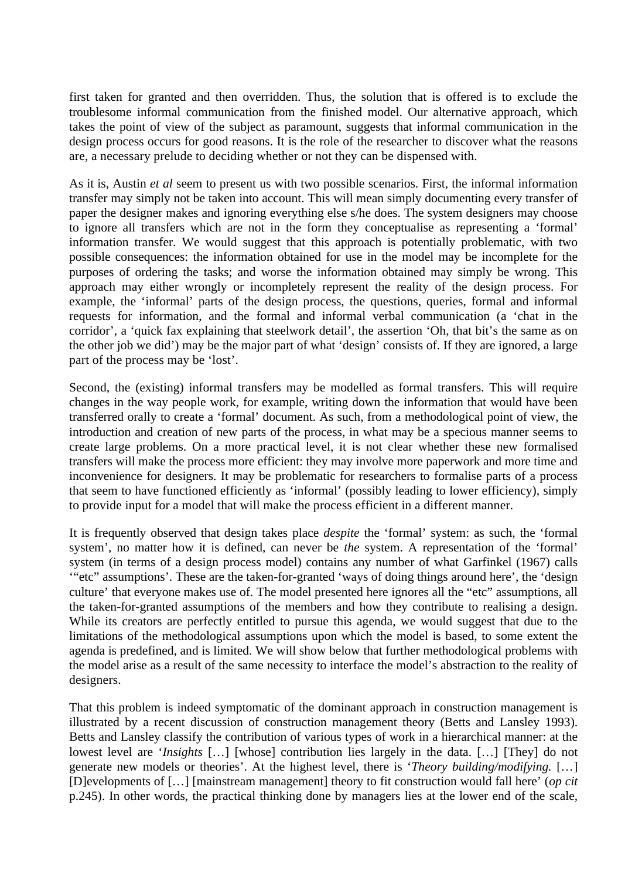first taken for granted and then overridden. Thus, the solution that is offered is to exclude the troublesome informal communication from the finished model. Our alternative approach, which takes the point of view of the subject as paramount, suggests that informal communication in the design process occurs for good reasons. It is the role of the researcher to discover what the reasons are, a necessary prelude to deciding whether or not they can be dispensed with.

As it is, Austin *et al* seem to present us with two possible scenarios. First, the informal information transfer may simply not be taken into account. This will mean simply documenting every transfer of paper the designer makes and ignoring everything else s/he does. The system designers may choose to ignore all transfers which are not in the form they conceptualise as representing a 'formal' information transfer. We would suggest that this approach is potentially problematic, with two possible consequences: the information obtained for use in the model may be incomplete for the purposes of ordering the tasks; and worse the information obtained may simply be wrong. This approach may either wrongly or incompletely represent the reality of the design process. For example, the 'informal' parts of the design process, the questions, queries, formal and informal requests for information, and the formal and informal verbal communication (a 'chat in the corridor', a 'quick fax explaining that steelwork detail', the assertion 'Oh, that bit's the same as on the other job we did') may be the major part of what 'design' consists of. If they are ignored, a large part of the process may be 'lost'.

Second, the (existing) informal transfers may be modelled as formal transfers. This will require changes in the way people work, for example, writing down the information that would have been transferred orally to create a 'formal' document. As such, from a methodological point of view, the introduction and creation of new parts of the process, in what may be a specious manner seems to create large problems. On a more practical level, it is not clear whether these new formalised transfers will make the process more efficient: they may involve more paperwork and more time and inconvenience for designers. It may be problematic for researchers to formalise parts of a process that seem to have functioned efficiently as 'informal' (possibly leading to lower efficiency), simply to provide input for a model that will make the process efficient in a different manner.

It is frequently observed that design takes place *despite* the 'formal' system: as such, the 'formal system', no matter how it is defined, can never be *the* system. A representation of the 'formal' system (in terms of a design process model) contains any number of what Garfinkel (1967) calls '"etc" assumptions'. These are the taken-for-granted 'ways of doing things around here', the 'design culture' that everyone makes use of. The model presented here ignores all the "etc" assumptions, all the taken-for-granted assumptions of the members and how they contribute to realising a design. While its creators are perfectly entitled to pursue this agenda, we would suggest that due to the limitations of the methodological assumptions upon which the model is based, to some extent the agenda is predefined, and is limited. We will show below that further methodological problems with the model arise as a result of the same necessity to interface the model's abstraction to the reality of designers.

That this problem is indeed symptomatic of the dominant approach in construction management is illustrated by a recent discussion of construction management theory (Betts and Lansley 1993). Betts and Lansley classify the contribution of various types of work in a hierarchical manner: at the lowest level are '*Insights* […] [whose] contribution lies largely in the data. […] [They] do not generate new models or theories'. At the highest level, there is '*Theory building/modifying.* […] [D]evelopments of […] [mainstream management] theory to fit construction would fall here' (*op cit* p.245). In other words, the practical thinking done by managers lies at the lower end of the scale,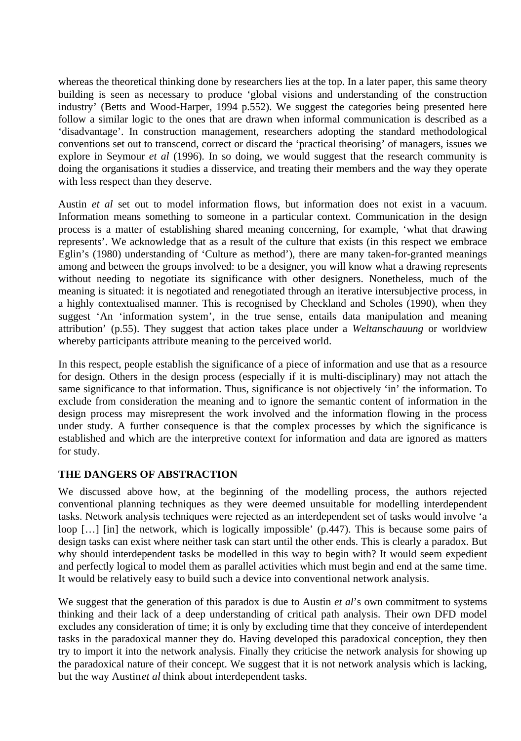whereas the theoretical thinking done by researchers lies at the top. In a later paper, this same theory building is seen as necessary to produce 'global visions and understanding of the construction industry' (Betts and Wood-Harper, 1994 p.552). We suggest the categories being presented here follow a similar logic to the ones that are drawn when informal communication is described as a 'disadvantage'. In construction management, researchers adopting the standard methodological conventions set out to transcend, correct or discard the 'practical theorising' of managers, issues we explore in Seymour *et al* (1996). In so doing, we would suggest that the research community is doing the organisations it studies a disservice, and treating their members and the way they operate with less respect than they deserve.

Austin *et al* set out to model information flows, but information does not exist in a vacuum. Information means something to someone in a particular context. Communication in the design process is a matter of establishing shared meaning concerning, for example, 'what that drawing represents'. We acknowledge that as a result of the culture that exists (in this respect we embrace Eglin's (1980) understanding of 'Culture as method'), there are many taken-for-granted meanings among and between the groups involved: to be a designer, you will know what a drawing represents without needing to negotiate its significance with other designers. Nonetheless, much of the meaning is situated: it is negotiated and renegotiated through an iterative intersubjective process, in a highly contextualised manner. This is recognised by Checkland and Scholes (1990), when they suggest 'An 'information system', in the true sense, entails data manipulation and meaning attribution' (p.55). They suggest that action takes place under a *Weltanschauung* or worldview whereby participants attribute meaning to the perceived world.

In this respect, people establish the significance of a piece of information and use that as a resource for design. Others in the design process (especially if it is multi-disciplinary) may not attach the same significance to that information. Thus, significance is not objectively 'in' the information. To exclude from consideration the meaning and to ignore the semantic content of information in the design process may misrepresent the work involved and the information flowing in the process under study. A further consequence is that the complex processes by which the significance is established and which are the interpretive context for information and data are ignored as matters for study.

## THE DANGERS OF ABSTRACTION

We discussed above how, at the beginning of the modelling process, the authors rejected conventional planning techniques as they were deemed unsuitable for modelling interdependent tasks. Network analysis techniques were rejected as an interdependent set of tasks would involve 'a loop […] [in] the network, which is logically impossible' (p.447). This is because some pairs of design tasks can exist where neither task can start until the other ends. This is clearly a paradox. But why should interdependent tasks be modelled in this way to begin with? It would seem expedient and perfectly logical to model them as parallel activities which must begin and end at the same time. It would be relatively easy to build such a device into conventional network analysis.

We suggest that the generation of this paradox is due to Austin *et al*'s own commitment to systems thinking and their lack of a deep understanding of critical path analysis. Their own DFD model excludes any consideration of time; it is only by excluding time that they conceive of interdependent tasks in the paradoxical manner they do. Having developed this paradoxical conception, they then try to import it into the network analysis. Finally they criticise the network analysis for showing up the paradoxical nature of their concept. We suggest that it is not network analysis which is lacking, but the way Austin *et al* think about interdependent tasks.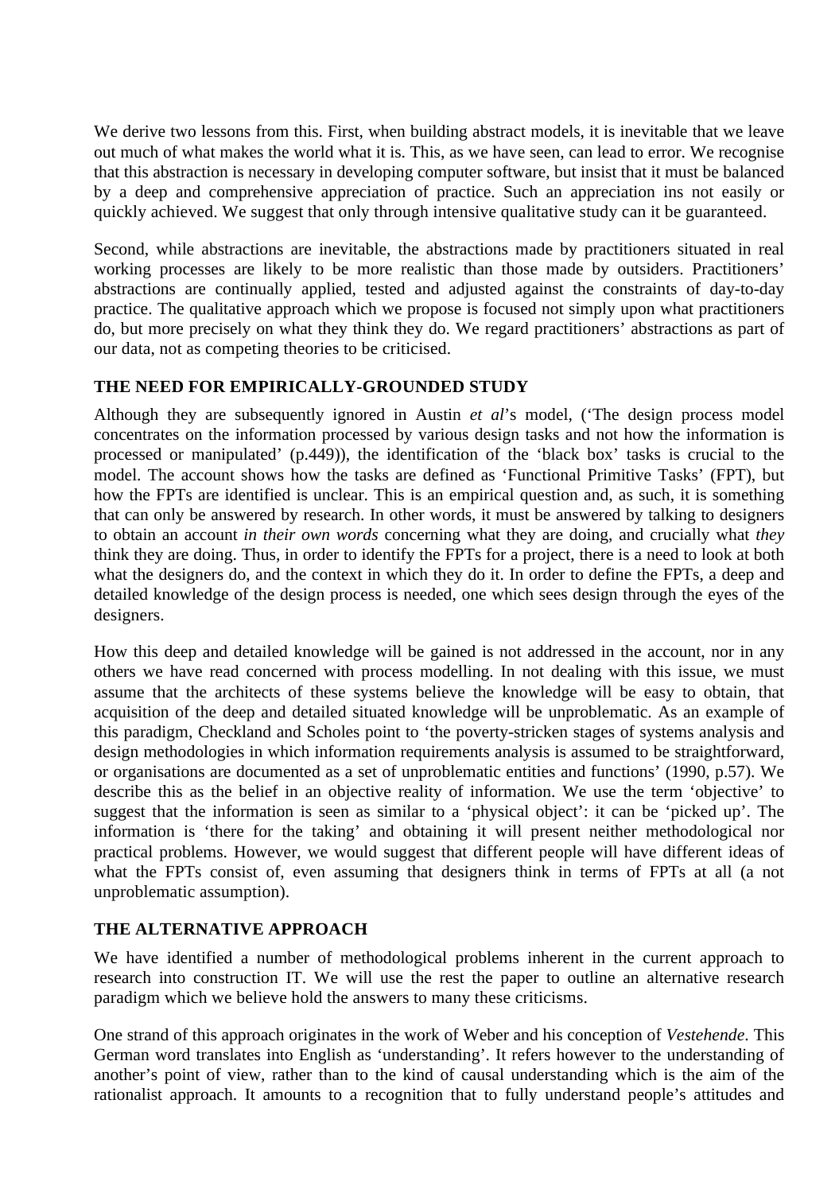We derive two lessons from this. First, when building abstract models, it is inevitable that we leave out much of what makes the world what it is. This, as we have seen, can lead to error. We recognise that this abstraction is necessary in developing computer software, but insist that it must be balanced by a deep and comprehensive appreciation of practice. Such an appreciation ins not easily or quickly achieved. We suggest that only through intensive qualitative study can it be guaranteed.

Second, while abstractions are inevitable, the abstractions made by practitioners situated in real working processes are likely to be more realistic than those made by outsiders. Practitioners' abstractions are continually applied, tested and adjusted against the constraints of day-to-day practice. The qualitative approach which we propose is focused not simply upon what practitioners do, but more precisely on what they think they do. We regard practitioners' abstractions as part of our data, not as competing theories to be criticised.

## THE NEED FOR EMPIRICALLY-GROUNDED STUDY

Although they are subsequently ignored in Austin *et al*'s model, ('The design process model concentrates on the information processed by various design tasks and not how the information is processed or manipulated' (p.449)), the identification of the 'black box' tasks is crucial to the model. The account shows how the tasks are defined as 'Functional Primitive Tasks' (FPT), but how the FPTs are identified is unclear. This is an empirical question and, as such, it is something that can only be answered by research. In other words, it must be answered by talking to designers to obtain an account *in their own words* concerning what they are doing, and crucially what *they* think they are doing. Thus, in order to identify the FPTs for a project, there is a need to look at both what the designers do, and the context in which they do it. In order to define the FPTs, a deep and detailed knowledge of the design process is needed, one which sees design through the eyes of the designers.

How this deep and detailed knowledge will be gained is not addressed in the account, nor in any others we have read concerned with process modelling. In not dealing with this issue, we must assume that the architects of these systems believe the knowledge will be easy to obtain, that acquisition of the deep and detailed situated knowledge will be unproblematic. As an example of this paradigm, Checkland and Scholes point to 'the poverty-stricken stages of systems analysis and design methodologies in which information requirements analysis is assumed to be straightforward, or organisations are documented as a set of unproblematic entities and functions' (1990, p.57). We describe this as the belief in an objective reality of information. We use the term 'objective' to suggest that the information is seen as similar to a 'physical object': it can be 'picked up'. The information is 'there for the taking' and obtaining it will present neither methodological nor practical problems. However, we would suggest that different people will have different ideas of what the FPTs consist of, even assuming that designers think in terms of FPTs at all (a not unproblematic assumption).

## THE ALTERNATIVE APPROACH

We have identified a number of methodological problems inherent in the current approach to research into construction IT. We will use the rest the paper to outline an alternative research paradigm which we believe hold the answers to many these criticisms.

One strand of this approach originates in the work of Weber and his conception of *Vestehende*. This German word translates into English as 'understanding'. It refers however to the understanding of another's point of view, rather than to the kind of causal understanding which is the aim of the rationalist approach. It amounts to a recognition that to fully understand people's attitudes and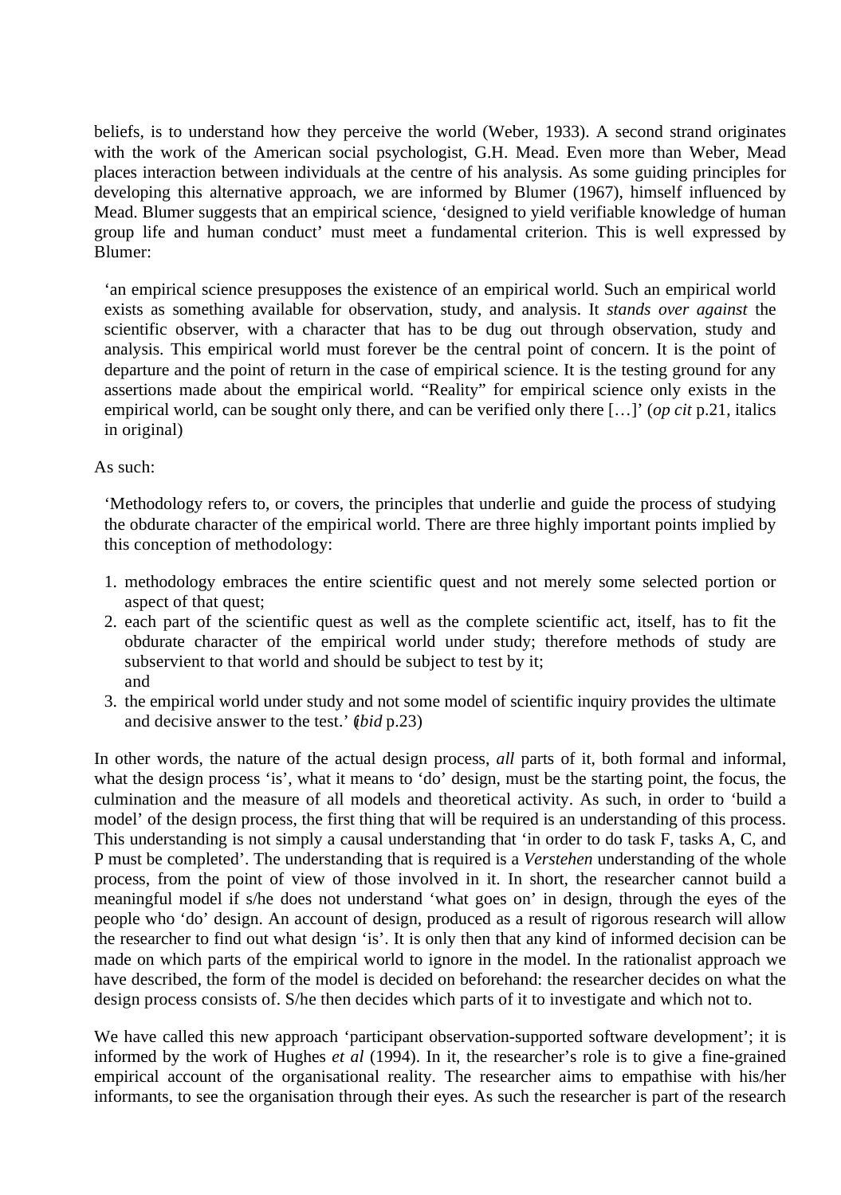beliefs, is to understand how they perceive the world (Weber, 1933). A second strand originates with the work of the American social psychologist, G.H. Mead. Even more than Weber, Mead places interaction between individuals at the centre of his analysis. As some guiding principles for developing this alternative approach, we are informed by Blumer (1967), himself influenced by Mead. Blumer suggests that an empirical science, 'designed to yield verifiable knowledge of human group life and human conduct' must meet a fundamental criterion. This is well expressed by Blumer:

> 'an empirical science presupposes the existence of an empirical world. Such an empirical world exists as something available for observation, study, and analysis. It *stands over against* the scientific observer, with a character that has to be dug out through observation, study and analysis. This empirical world must forever be the central point of concern. It is the point of departure and the point of return in the case of empirical science. It is the testing ground for any assertions made about the empirical world. "Reality" for empirical science only exists in the empirical world, can be sought only there, and can be verified only there […]' (*op cit* p.21, italics in original)

As such:

> 'Methodology refers to, or covers, the principles that underlie and guide the process of studying the obdurate character of the empirical world. There are three highly important points implied by this conception of methodology:
>
> 1. methodology embraces the entire scientific quest and not merely some selected portion or aspect of that quest;
> 2. each part of the scientific quest as well as the complete scientific act, itself, has to fit the obdurate character of the empirical world under study; therefore methods of study are subservient to that world and should be subject to test by it; and
> 3. the empirical world under study and not some model of scientific inquiry provides the ultimate and decisive answer to the test.' (*ibid* p.23)

In other words, the nature of the actual design process, *all* parts of it, both formal and informal, what the design process 'is', what it means to 'do' design, must be the starting point, the focus, the culmination and the measure of all models and theoretical activity. As such, in order to 'build a model' of the design process, the first thing that will be required is an understanding of this process. This understanding is not simply a causal understanding that 'in order to do task F, tasks A, C, and P must be completed'. The understanding that is required is a *Verstehen* understanding of the whole process, from the point of view of those involved in it. In short, the researcher cannot build a meaningful model if s/he does not understand 'what goes on' in design, through the eyes of the people who 'do' design. An account of design, produced as a result of rigorous research will allow the researcher to find out what design 'is'. It is only then that any kind of informed decision can be made on which parts of the empirical world to ignore in the model. In the rationalist approach we have described, the form of the model is decided on beforehand: the researcher decides on what the design process consists of. S/he then decides which parts of it to investigate and which not to.

We have called this new approach 'participant observation-supported software development'; it is informed by the work of Hughes *et al* (1994). In it, the researcher's role is to give a fine-grained empirical account of the organisational reality. The researcher aims to empathise with his/her informants, to see the organisation through their eyes. As such the researcher is part of the research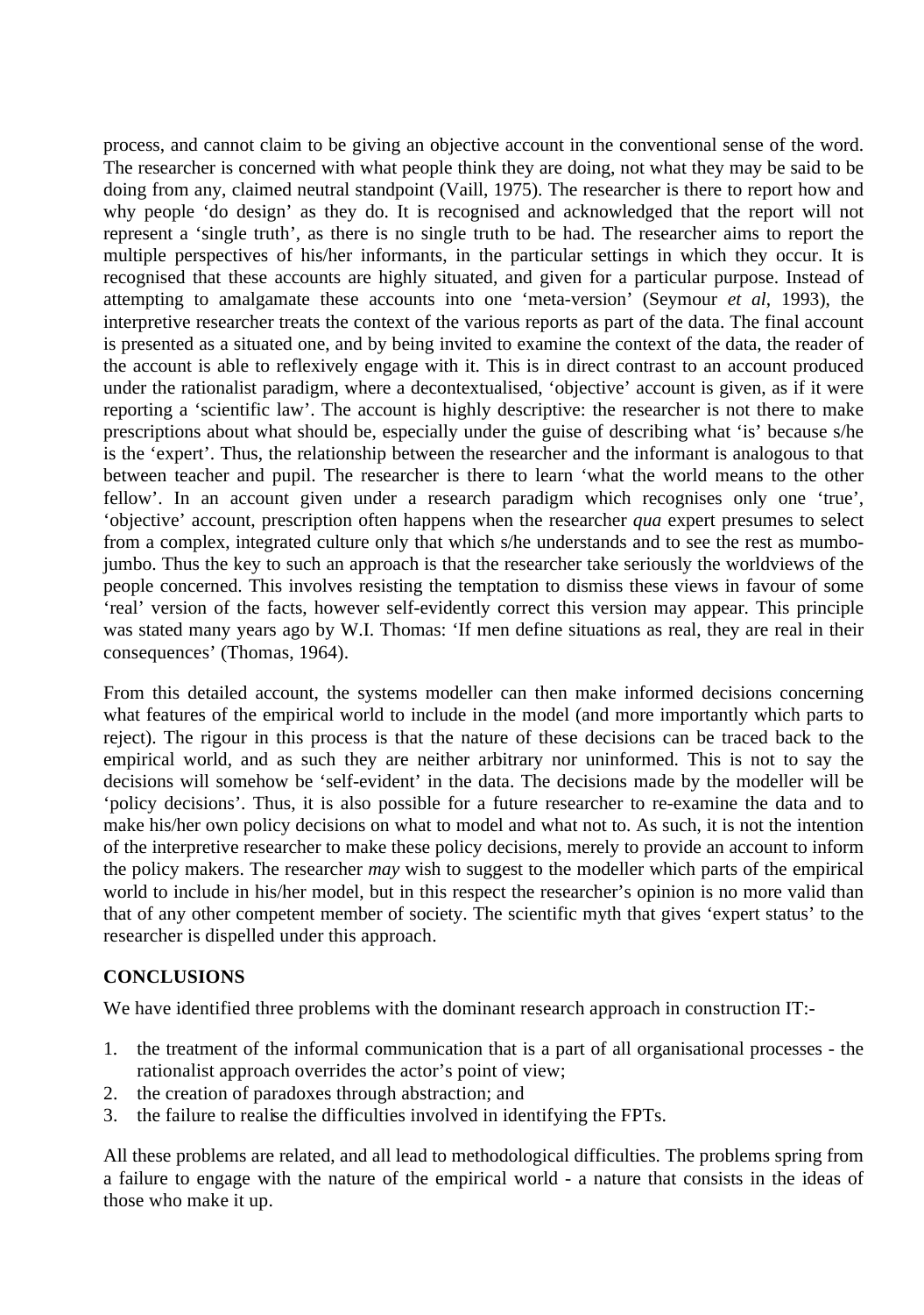process, and cannot claim to be giving an objective account in the conventional sense of the word. The researcher is concerned with what people think they are doing, not what they may be said to be doing from any, claimed neutral standpoint (Vaill, 1975). The researcher is there to report how and why people 'do design' as they do. It is recognised and acknowledged that the report will not represent a 'single truth', as there is no single truth to be had. The researcher aims to report the multiple perspectives of his/her informants, in the particular settings in which they occur. It is recognised that these accounts are highly situated, and given for a particular purpose. Instead of attempting to amalgamate these accounts into one 'meta-version' (Seymour *et al*, 1993), the interpretive researcher treats the context of the various reports as part of the data. The final account is presented as a situated one, and by being invited to examine the context of the data, the reader of the account is able to reflexively engage with it. This is in direct contrast to an account produced under the rationalist paradigm, where a decontextualised, 'objective' account is given, as if it were reporting a 'scientific law'. The account is highly descriptive: the researcher is not there to make prescriptions about what should be, especially under the guise of describing what 'is' because s/he is the 'expert'. Thus, the relationship between the researcher and the informant is analogous to that between teacher and pupil. The researcher is there to learn 'what the world means to the other fellow'. In an account given under a research paradigm which recognises only one 'true', 'objective' account, prescription often happens when the researcher *qua* expert presumes to select from a complex, integrated culture only that which s/he understands and to see the rest as mumbo-jumbo. Thus the key to such an approach is that the researcher take seriously the worldviews of the people concerned. This involves resisting the temptation to dismiss these views in favour of some 'real' version of the facts, however self-evidently correct this version may appear. This principle was stated many years ago by W.I. Thomas: 'If men define situations as real, they are real in their consequences' (Thomas, 1964).

From this detailed account, the systems modeller can then make informed decisions concerning what features of the empirical world to include in the model (and more importantly which parts to reject). The rigour in this process is that the nature of these decisions can be traced back to the empirical world, and as such they are neither arbitrary nor uninformed. This is not to say the decisions will somehow be 'self-evident' in the data. The decisions made by the modeller will be 'policy decisions'. Thus, it is also possible for a future researcher to re-examine the data and to make his/her own policy decisions on what to model and what not to. As such, it is not the intention of the interpretive researcher to make these policy decisions, merely to provide an account to inform the policy makers. The researcher *may* wish to suggest to the modeller which parts of the empirical world to include in his/her model, but in this respect the researcher's opinion is no more valid than that of any other competent member of society. The scientific myth that gives 'expert status' to the researcher is dispelled under this approach.

## CONCLUSIONS

We have identified three problems with the dominant research approach in construction IT:-

1. the treatment of the informal communication that is a part of all organisational processes - the rationalist approach overrides the actor's point of view;
2. the creation of paradoxes through abstraction; and
3. the failure to realise the difficulties involved in identifying the FPTs.

All these problems are related, and all lead to methodological difficulties. The problems spring from a failure to engage with the nature of the empirical world - a nature that consists in the ideas of those who make it up.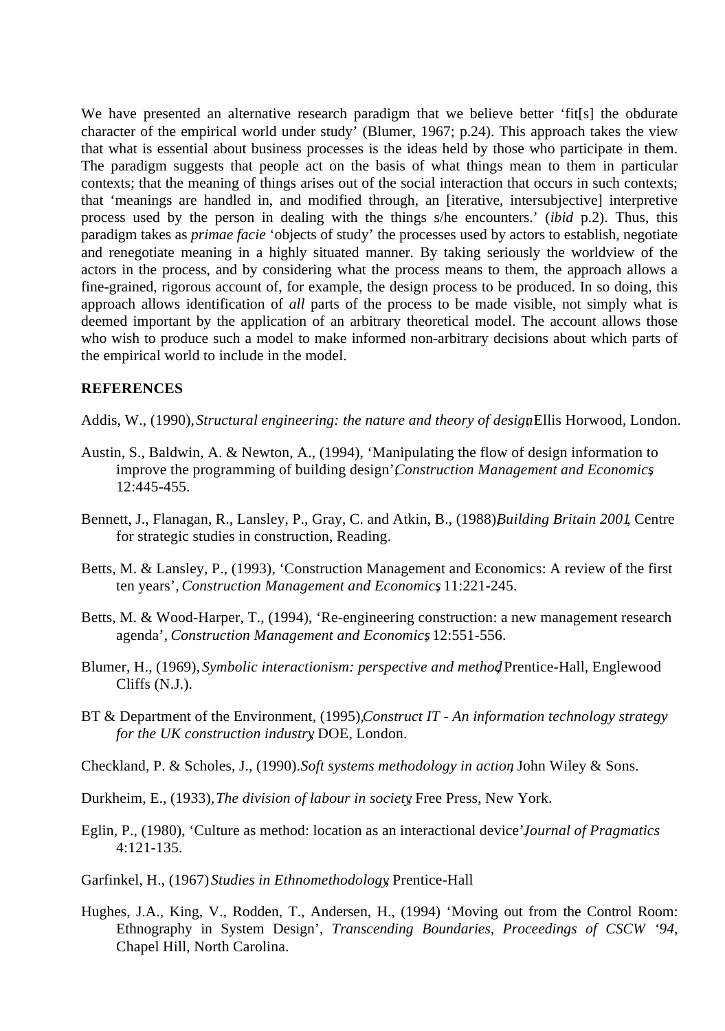We have presented an alternative research paradigm that we believe better 'fit[s] the obdurate character of the empirical world under study' (Blumer, 1967; p.24). This approach takes the view that what is essential about business processes is the ideas held by those who participate in them. The paradigm suggests that people act on the basis of what things mean to them in particular contexts; that the meaning of things arises out of the social interaction that occurs in such contexts; that 'meanings are handled in, and modified through, an [iterative, intersubjective] interpretive process used by the person in dealing with the things s/he encounters.' (*ibid* p.2). Thus, this paradigm takes as *primae facie* 'objects of study' the processes used by actors to establish, negotiate and renegotiate meaning in a highly situated manner. By taking seriously the worldview of the actors in the process, and by considering what the process means to them, the approach allows a fine-grained, rigorous account of, for example, the design process to be produced. In so doing, this approach allows identification of *all* parts of the process to be made visible, not simply what is deemed important by the application of an arbitrary theoretical model. The account allows those who wish to produce such a model to make informed non-arbitrary decisions about which parts of the empirical world to include in the model.

## REFERENCES

Addis, W., (1990), *Structural engineering: the nature and theory of design*, Ellis Horwood, London.

Austin, S., Baldwin, A. & Newton, A., (1994), 'Manipulating the flow of design information to improve the programming of building design', *Construction Management and Economics*, 12:445-455.

Bennett, J., Flanagan, R., Lansley, P., Gray, C. and Atkin, B., (1988), *Building Britain 2001*, Centre for strategic studies in construction, Reading.

Betts, M. & Lansley, P., (1993), 'Construction Management and Economics: A review of the first ten years', *Construction Management and Economics*, 11:221-245.

Betts, M. & Wood-Harper, T., (1994), 'Re-engineering construction: a new management research agenda', *Construction Management and Economics*, 12:551-556.

Blumer, H., (1969), *Symbolic interactionism: perspective and method*, Prentice-Hall, Englewood Cliffs (N.J.).

BT & Department of the Environment, (1995), *Construct IT - An information technology strategy for the UK construction industry*, DOE, London.

Checkland, P. & Scholes, J., (1990). *Soft systems methodology in action*, John Wiley & Sons.

Durkheim, E., (1933), *The division of labour in society*, Free Press, New York.

Eglin, P., (1980), 'Culture as method: location as an interactional device', *Journal of Pragmatics* 4:121-135.

Garfinkel, H., (1967) *Studies in Ethnomethodology*, Prentice-Hall

Hughes, J.A., King, V., Rodden, T., Andersen, H., (1994) 'Moving out from the Control Room: Ethnography in System Design', *Transcending Boundaries, Proceedings of CSCW '94*, Chapel Hill, North Carolina.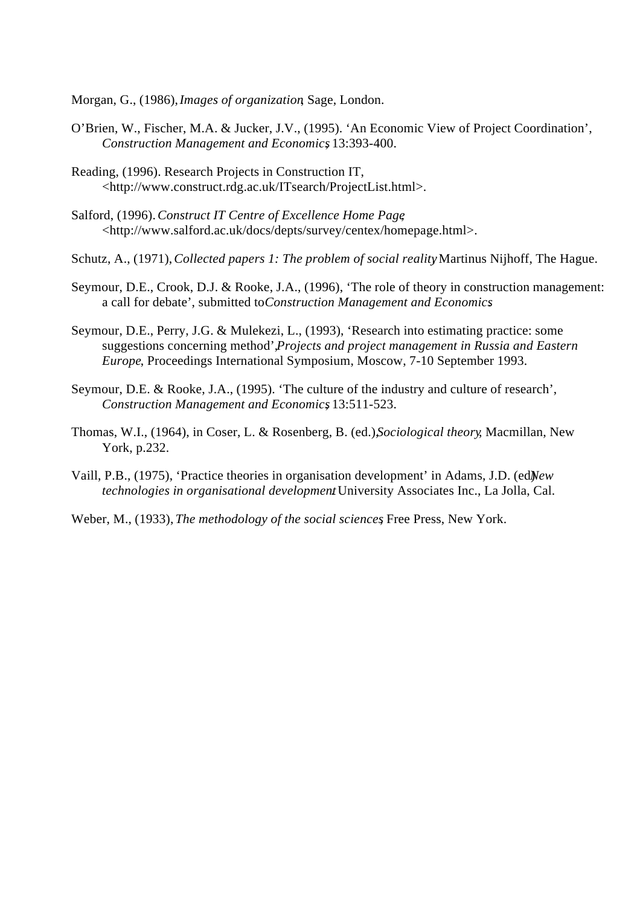Morgan, G., (1986), *Images of organization*, Sage, London.

O'Brien, W., Fischer, M.A. & Jucker, J.V., (1995). 'An Economic View of Project Coordination', *Construction Management and Economics*, 13:393-400.

Reading, (1996). Research Projects in Construction IT, <http://www.construct.rdg.ac.uk/ITsearch/ProjectList.html>.

Salford, (1996). *Construct IT Centre of Excellence Home Page*, <http://www.salford.ac.uk/docs/depts/survey/centex/homepage.html>.

Schutz, A., (1971), *Collected papers 1: The problem of social reality*, Martinus Nijhoff, The Hague.

Seymour, D.E., Crook, D.J. & Rooke, J.A., (1996), 'The role of theory in construction management: a call for debate', submitted to *Construction Management and Economics*.

Seymour, D.E., Perry, J.G. & Mulekezi, L., (1993), 'Research into estimating practice: some suggestions concerning method', *Projects and project management in Russia and Eastern Europe*, Proceedings International Symposium, Moscow, 7-10 September 1993.

Seymour, D.E. & Rooke, J.A., (1995). 'The culture of the industry and culture of research', *Construction Management and Economics*, 13:511-523.

Thomas, W.I., (1964), in Coser, L. & Rosenberg, B. (ed.), *Sociological theory*, Macmillan, New York, p.232.

Vaill, P.B., (1975), 'Practice theories in organisation development' in Adams, J.D. (ed.) *New technologies in organisational development*, University Associates Inc., La Jolla, Cal.

Weber, M., (1933), *The methodology of the social sciences*, Free Press, New York.